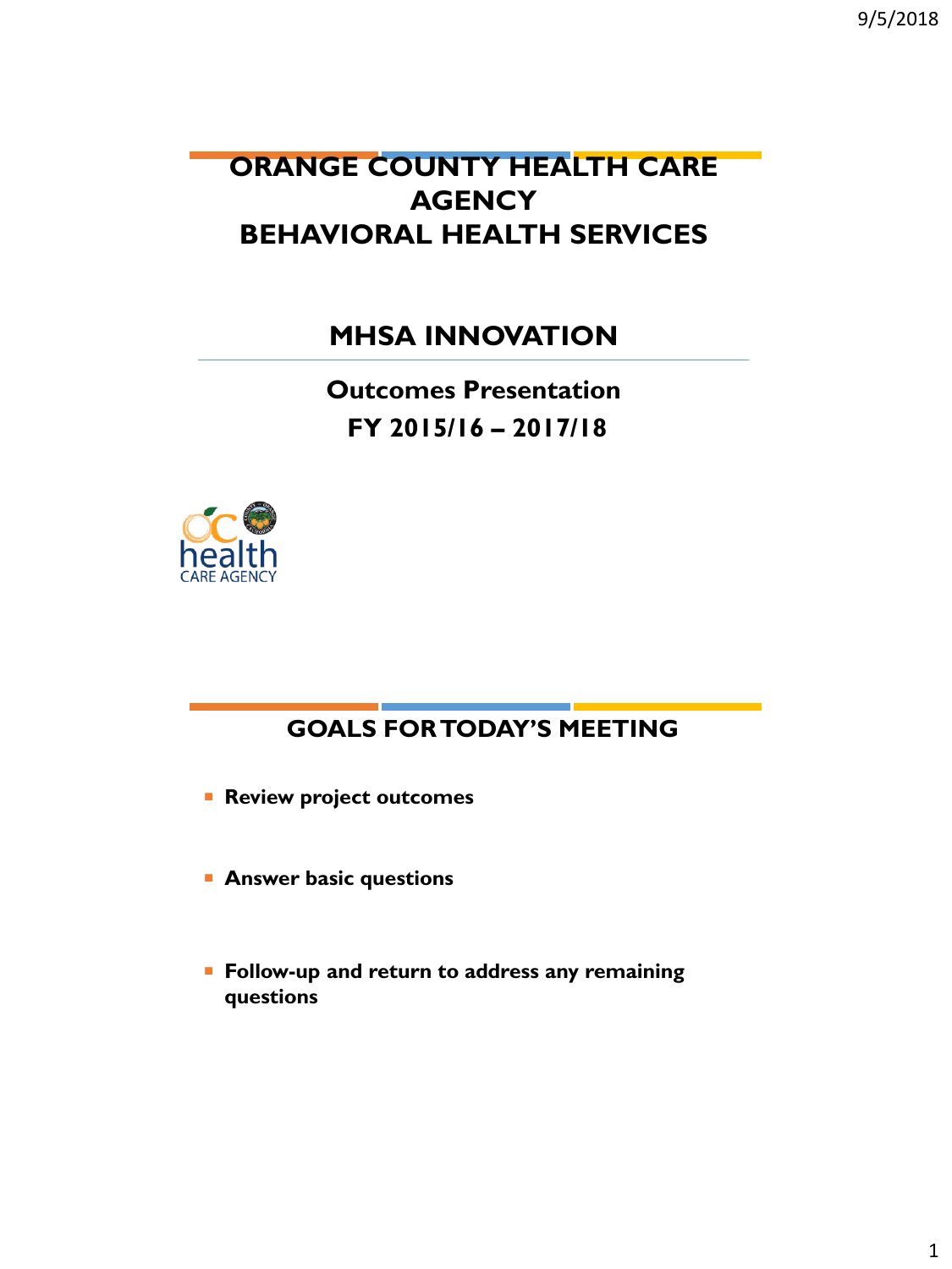# ORANGE COUNTY HEALTH CARE AGENCY
# BEHAVIORAL HEALTH SERVICES

## MHSA INNOVATION

**Outcomes Presentation**
**FY 2015/16 – 2017/18**

## GOALS FOR TODAY'S MEETING

- **Review project outcomes**
- **Answer basic questions**
- **Follow-up and return to address any remaining questions**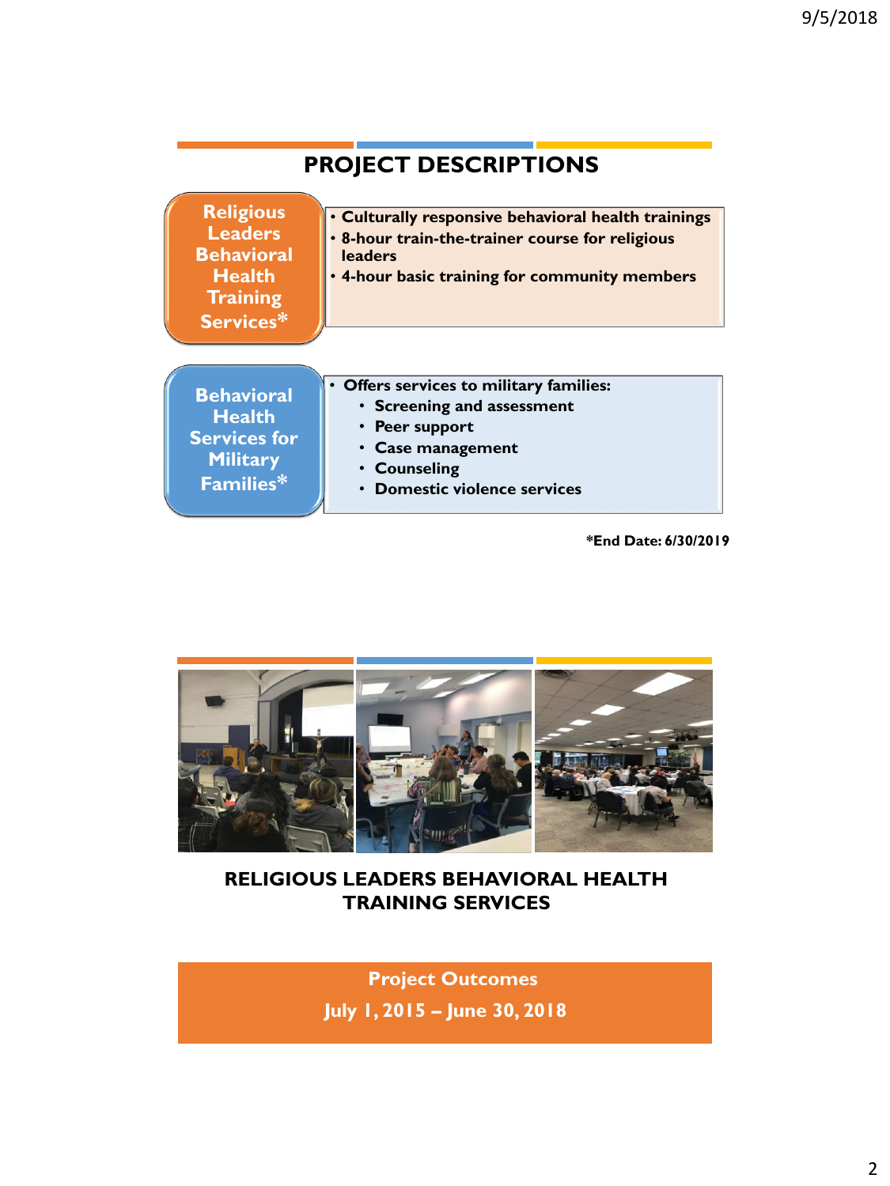## PROJECT DESCRIPTIONS

**Religious Leaders Behavioral Health Training Services***

- Culturally responsive behavioral health trainings
- 8-hour train-the-trainer course for religious leaders
- 4-hour basic training for community members

**Behavioral Health Services for Military Families***

- Offers services to military families:
  - Screening and assessment
  - Peer support
  - Case management
  - Counseling
  - Domestic violence services

*End Date: 6/30/2019

## RELIGIOUS LEADERS BEHAVIORAL HEALTH TRAINING SERVICES

**Project Outcomes**

**July 1, 2015 – June 30, 2018**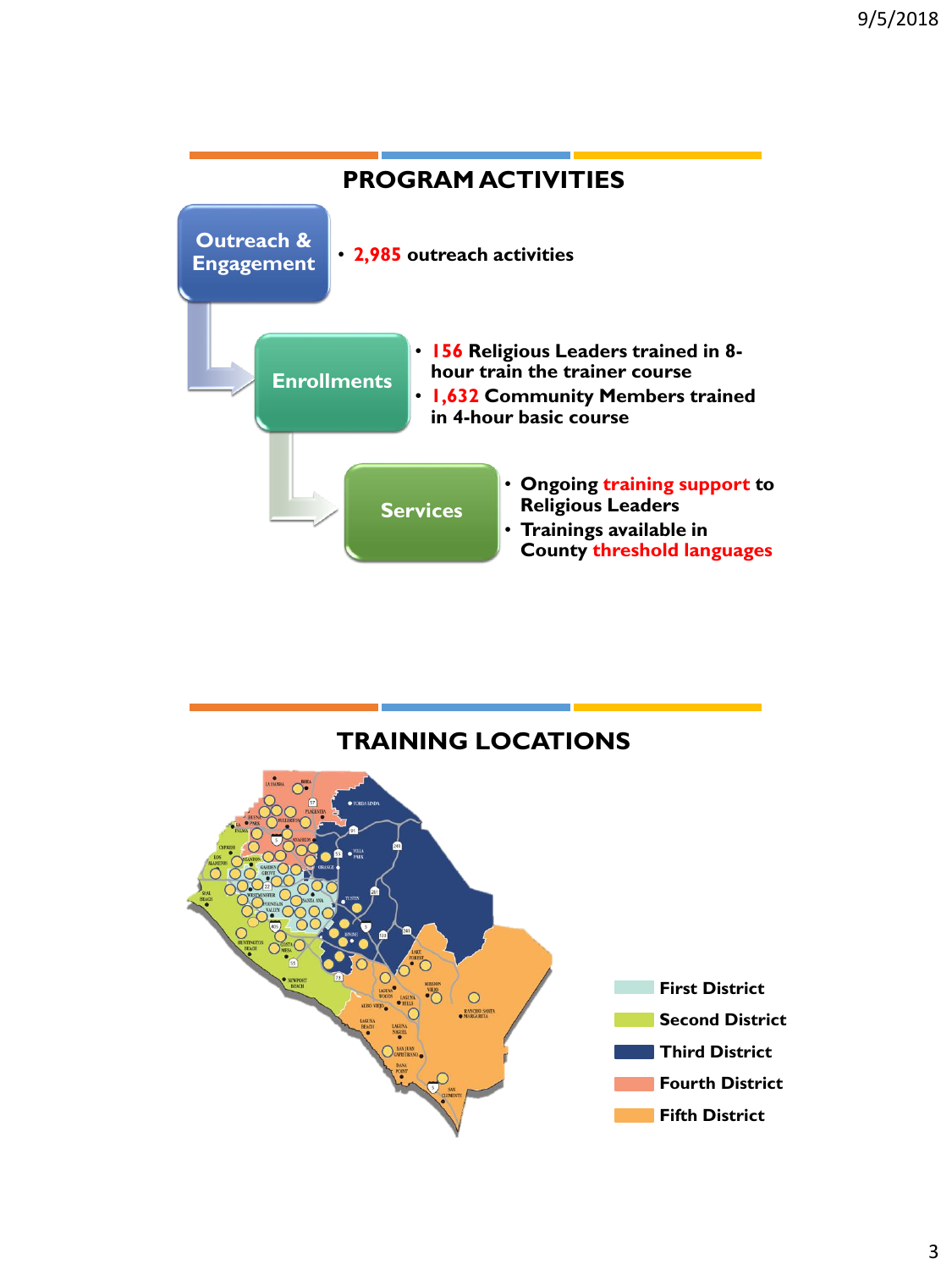## PROGRAM ACTIVITIES

**Outreach & Engagement**

- **2,985 outreach activities**

**Enrollments**

- **156 Religious Leaders trained in 8-hour train the trainer course**
- **1,632 Community Members trained in 4-hour basic course**

**Services**

- **Ongoing training support to Religious Leaders**
- **Trainings available in County threshold languages**

## TRAINING LOCATIONS

- First District
- Second District
- Third District
- Fourth District
- Fifth District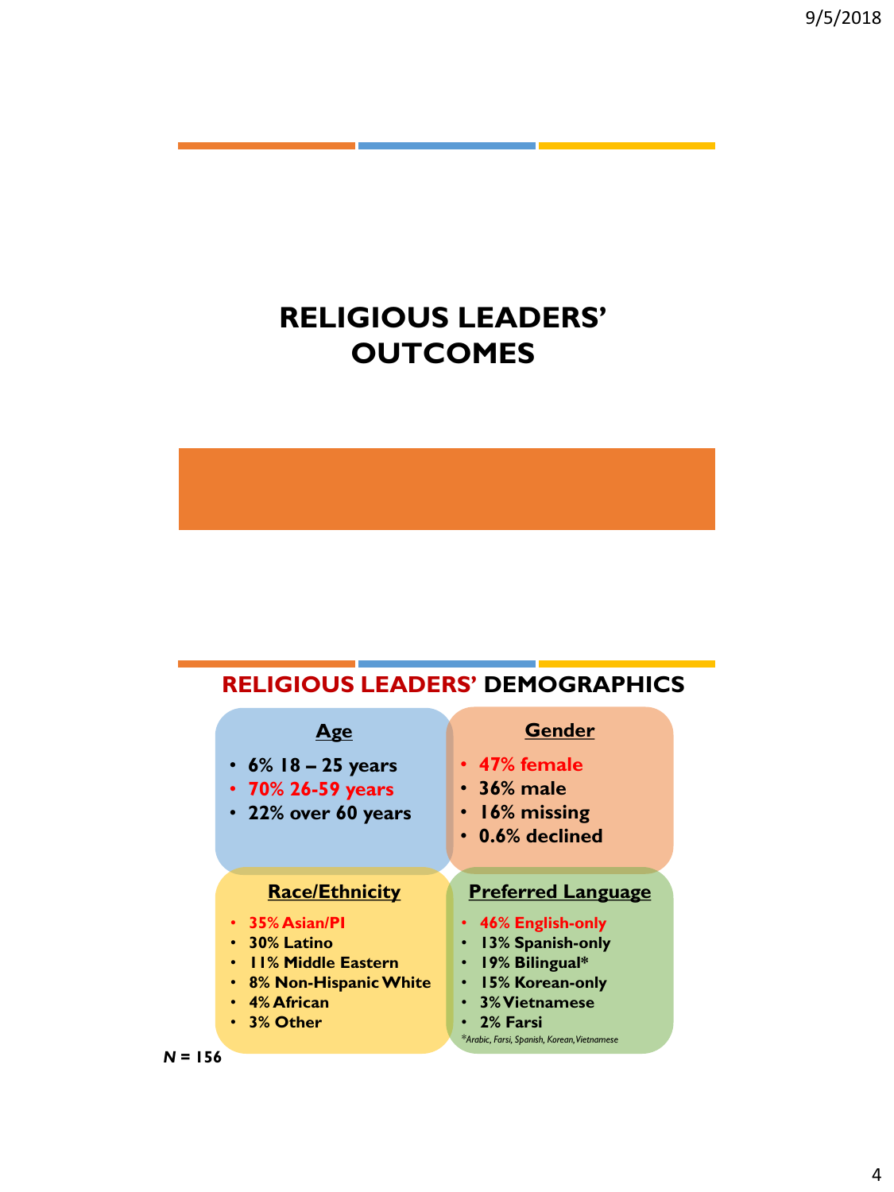# RELIGIOUS LEADERS' OUTCOMES

## RELIGIOUS LEADERS' DEMOGRAPHICS

### Age

- 6% 18 – 25 years
- 70% 26-59 years
- 22% over 60 years

### Gender

- 47% female
- 36% male
- 16% missing
- 0.6% declined

### Race/Ethnicity

- 35% Asian/PI
- 30% Latino
- 11% Middle Eastern
- 8% Non-Hispanic White
- 4% African
- 3% Other

### Preferred Language

- 46% English-only
- 13% Spanish-only
- 19% Bilingual*
- 15% Korean-only
- 3% Vietnamese
- 2% Farsi

*Arabic, Farsi, Spanish, Korean, Vietnamese*

***N* = 156**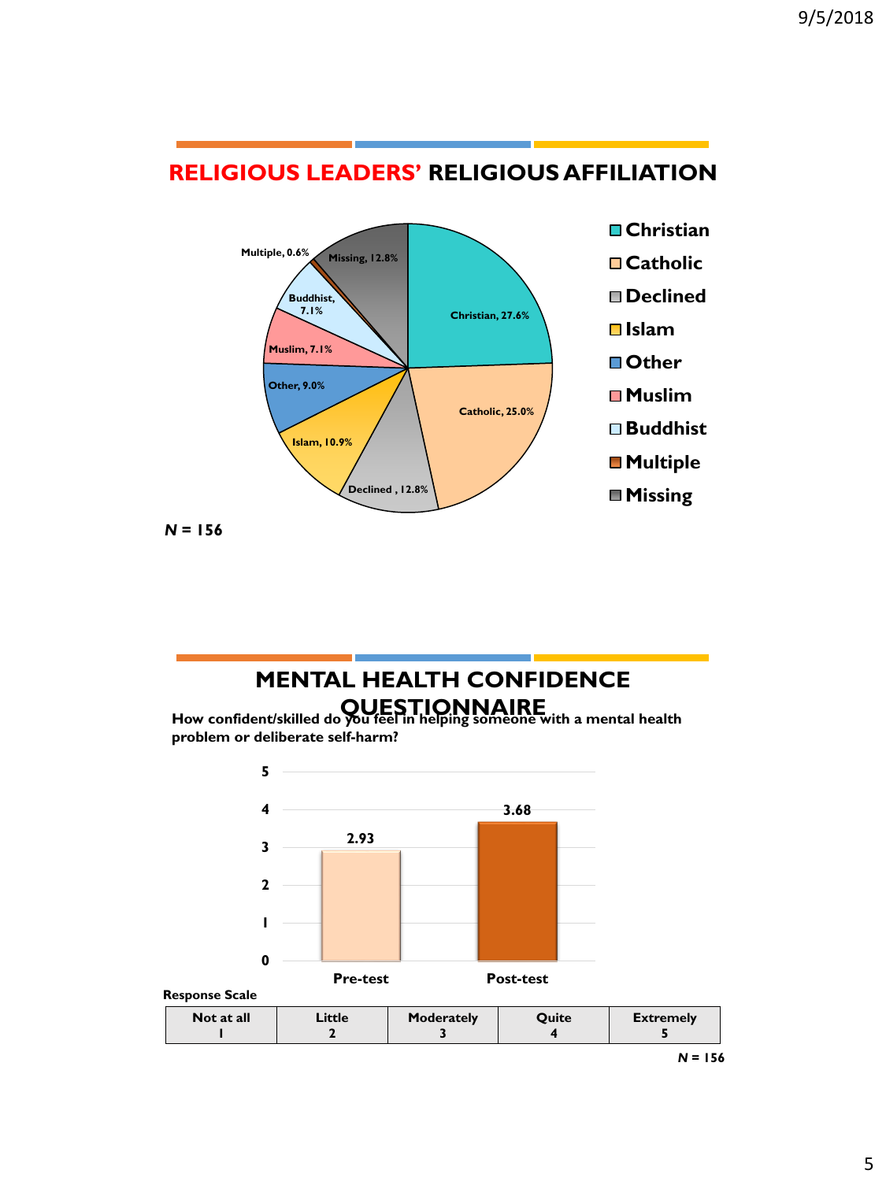## RELIGIOUS LEADERS' RELIGIOUS AFFILIATION

| Affiliation | Percentage |
|---|---|
| Christian | 27.6% |
| Catholic | 25.0% |
| Declined | 12.8% |
| Islam | 10.9% |
| Other | 9.0% |
| Muslim | 7.1% |
| Buddhist | 7.1% |
| Multiple | 0.6% |
| Missing | 12.8% |

*N* = 156

## MENTAL HEALTH CONFIDENCE QUESTIONNAIRE

**How confident/skilled do you feel in helping someone with a mental health problem or deliberate self-harm?**

| | Pre-test | Post-test |
|---|---|---|
| Mean | 2.93 | 3.68 |

**Response Scale**

| Not at all | Little | Moderately | Quite | Extremely |
|---|---|---|---|---|
| 1 | 2 | 3 | 4 | 5 |

*N* = 156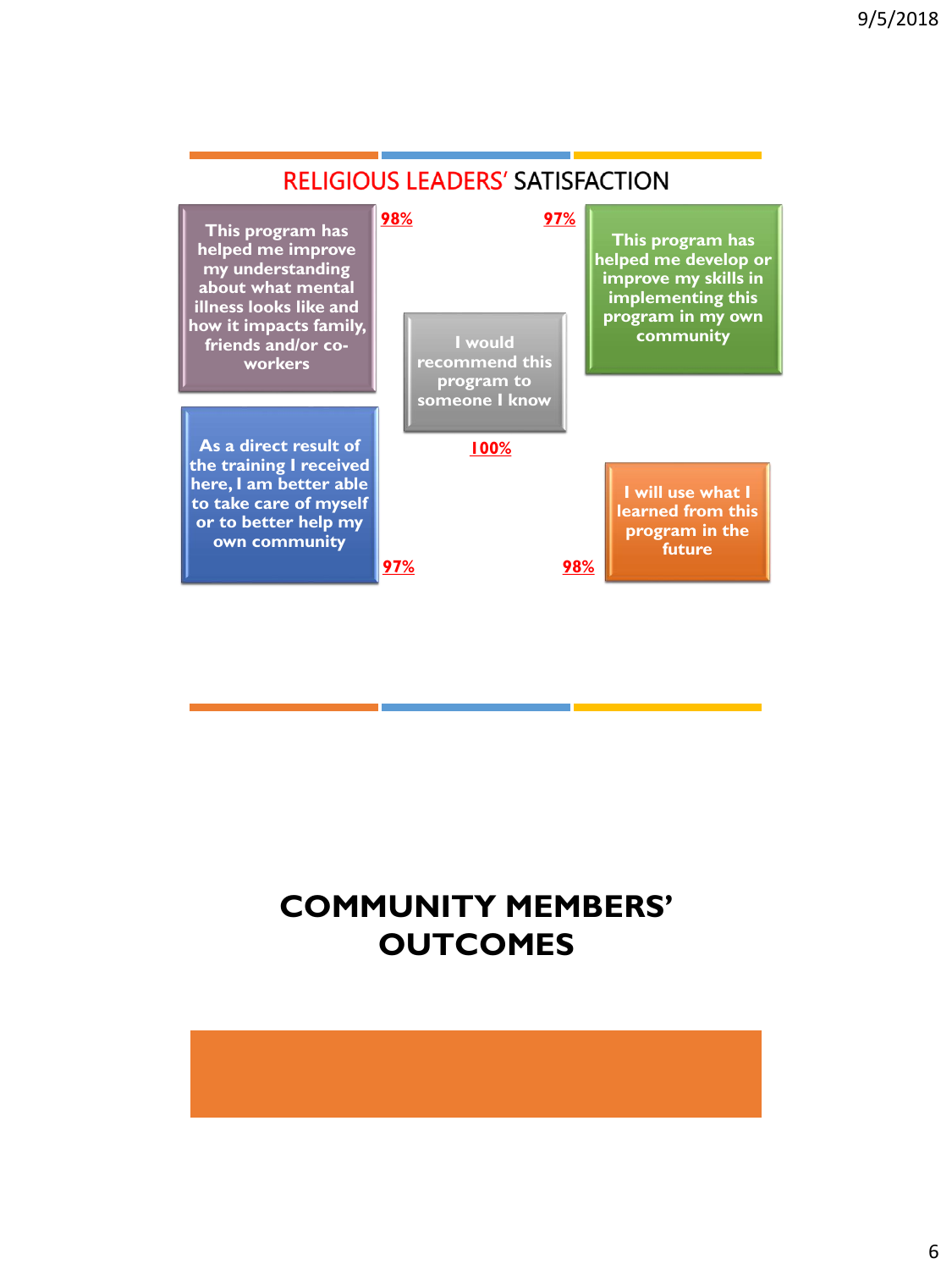## RELIGIOUS LEADERS' SATISFACTION

- This program has helped me improve my understanding about what mental illness looks like and how it impacts family, friends and/or co-workers — **98%**
- This program has helped me develop or improve my skills in implementing this program in my own community — **97%**
- I would recommend this program to someone I know — **100%**
- As a direct result of the training I received here, I am better able to take care of myself or to better help my own community — **97%**
- I will use what I learned from this program in the future — **98%**

# COMMUNITY MEMBERS' OUTCOMES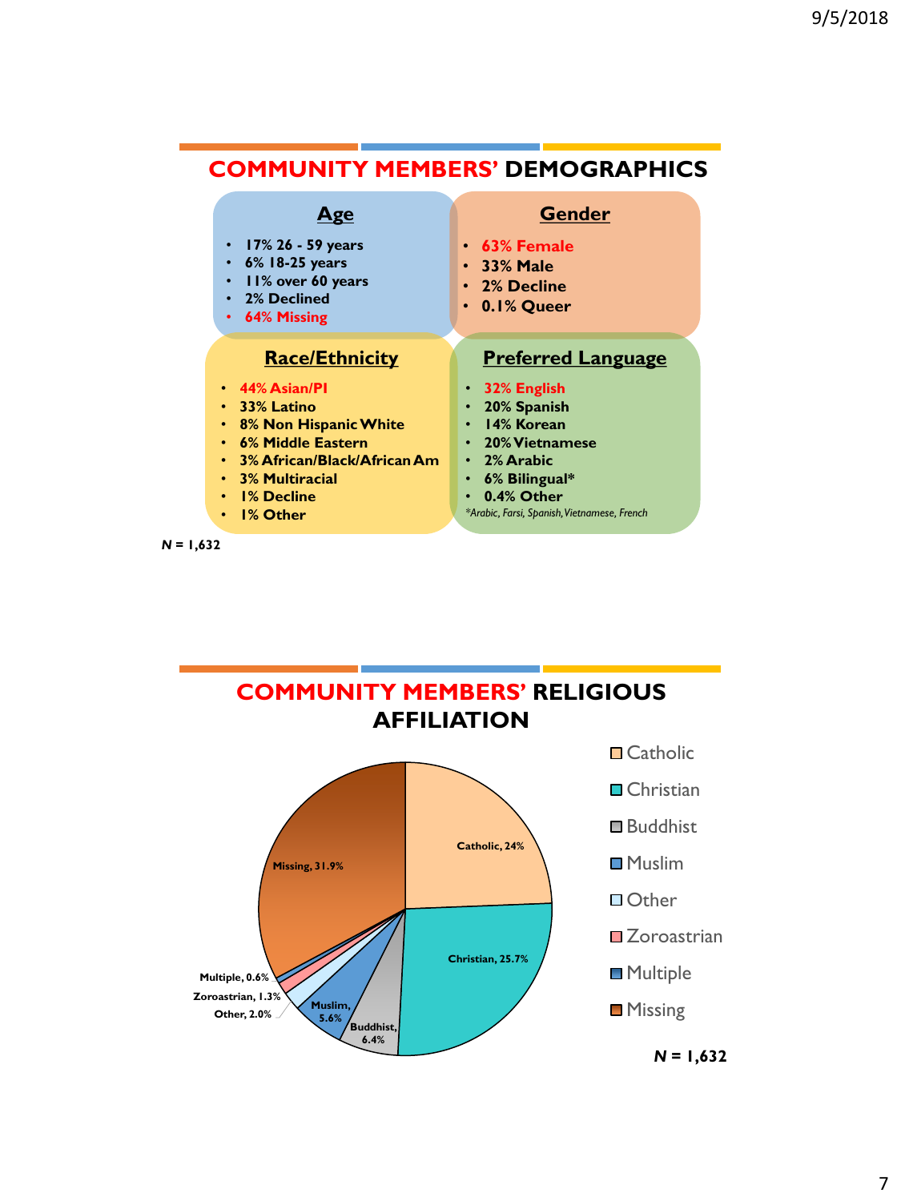## COMMUNITY MEMBERS' DEMOGRAPHICS

### Age

- 17% 26 - 59 years
- 6% 18-25 years
- 11% over 60 years
- 2% Declined
- 64% Missing

### Gender

- 63% Female
- 33% Male
- 2% Decline
- 0.1% Queer

### Race/Ethnicity

- 44% Asian/PI
- 33% Latino
- 8% Non Hispanic White
- 6% Middle Eastern
- 3% African/Black/African Am
- 3% Multiracial
- 1% Decline
- 1% Other

### Preferred Language

- 32% English
- 20% Spanish
- 14% Korean
- 20% Vietnamese
- 2% Arabic
- 6% Bilingual*
- 0.4% Other

*Arabic, Farsi, Spanish, Vietnamese, French

*N* = 1,632

## COMMUNITY MEMBERS' RELIGIOUS AFFILIATION

| Religious Affiliation | Percent |
|---|---|
| Catholic | 24% |
| Christian | 25.7% |
| Buddhist | 6.4% |
| Muslim | 5.6% |
| Other | 2.0% |
| Zoroastrian | 1.3% |
| Multiple | 0.6% |
| Missing | 31.9% |

*N* = 1,632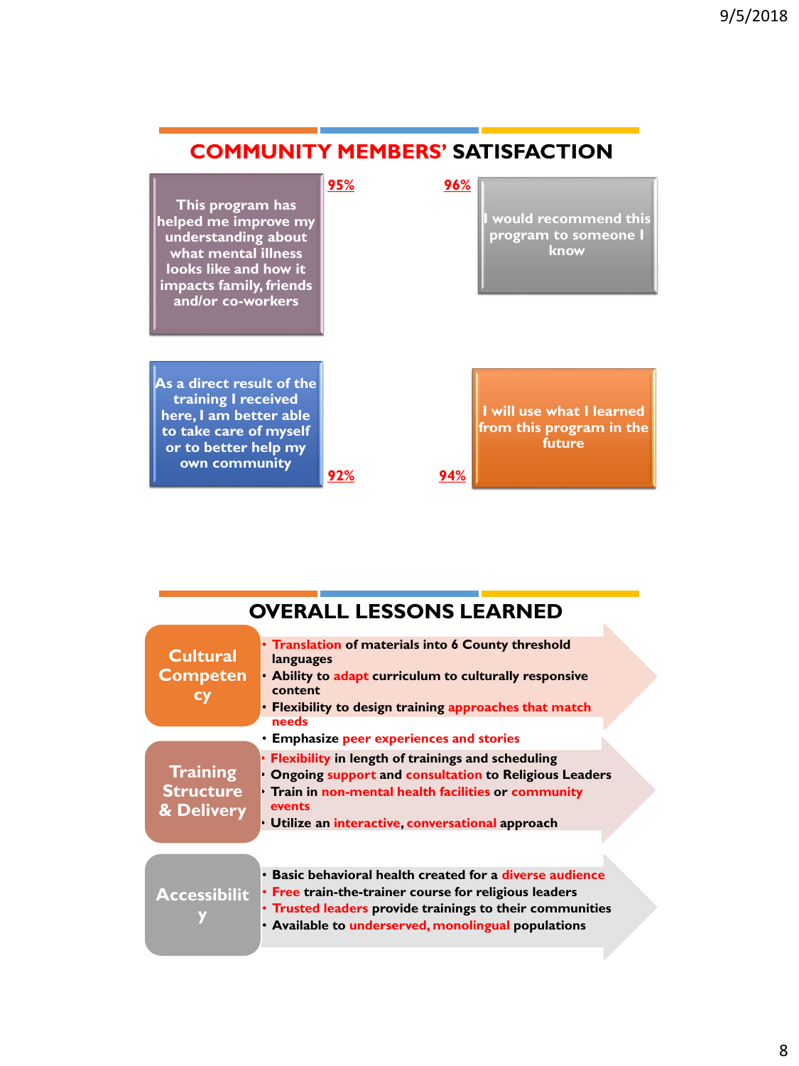## COMMUNITY MEMBERS' SATISFACTION

- This program has helped me improve my understanding about what mental illness looks like and how it impacts family, friends and/or co-workers — **95%**
- I would recommend this program to someone I know — **96%**
- As a direct result of the training I received here, I am better able to take care of myself or to better help my own community — **92%**
- I will use what I learned from this program in the future — **94%**

## OVERALL LESSONS LEARNED

### Cultural Competency

- **Translation** of materials into 6 County threshold languages
- Ability to **adapt** curriculum to culturally responsive content
- Flexibility to design training **approaches that match needs**
- Emphasize **peer experiences and stories**

### Training Structure & Delivery

- **Flexibility** in length of trainings and scheduling
- Ongoing **support** and **consultation** to Religious Leaders
- Train in **non-mental health facilities** or **community events**
- Utilize an **interactive**, **conversational** approach

### Accessibility

- Basic behavioral health created for a **diverse audience**
- **Free** train-the-trainer course for religious leaders
- **Trusted leaders** provide trainings to their communities
- Available to **underserved, monolingual** populations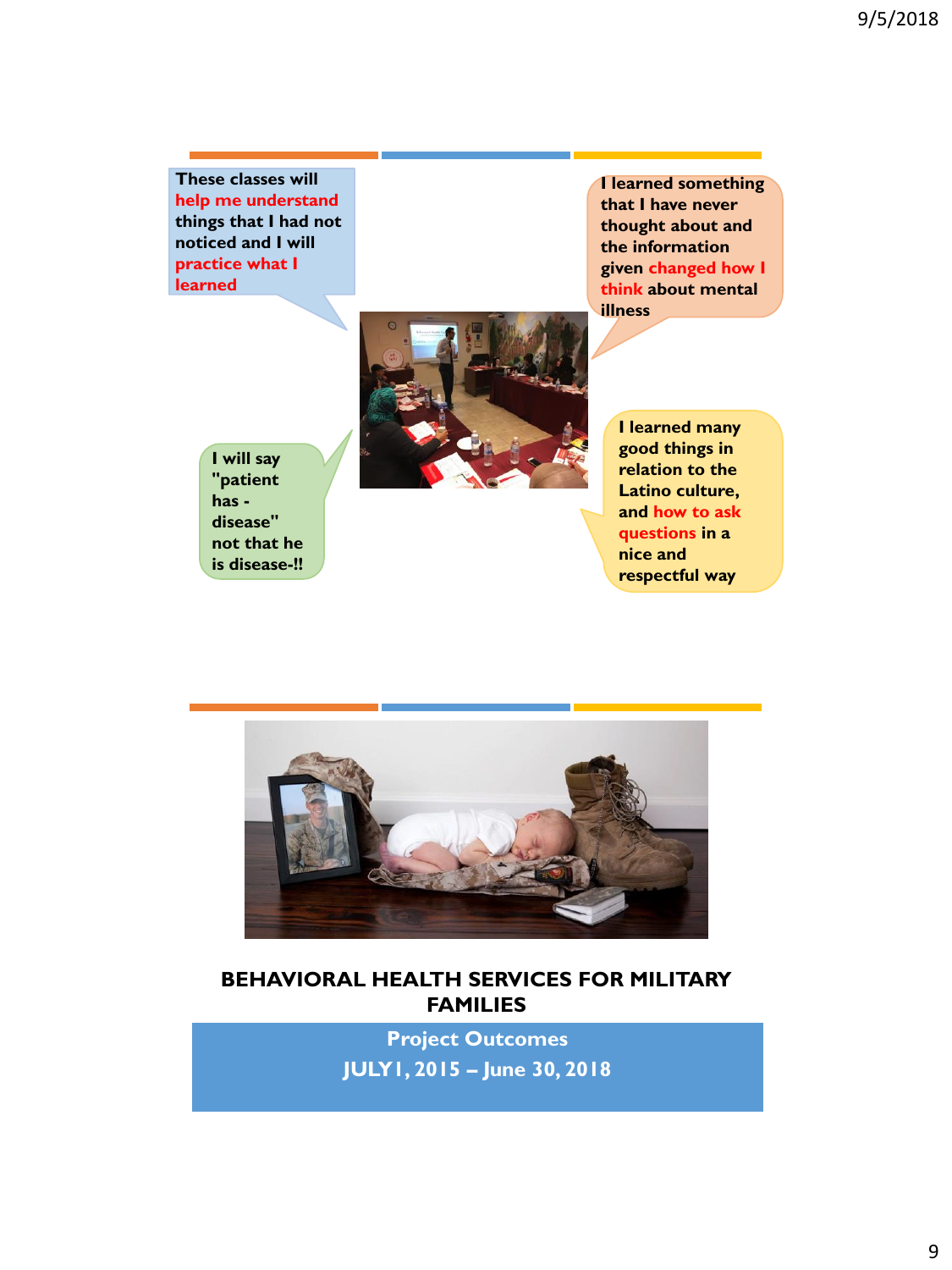These classes will **help me understand** things that I had not noticed and I will **practice what I learned**

I learned something that I have never thought about and the information given **changed how I think** about mental illness

I will say "patient has - disease" not that he is disease-!!

I learned many good things in relation to the Latino culture, and **how to ask questions** in a nice and respectful way

## BEHAVIORAL HEALTH SERVICES FOR MILITARY FAMILIES

**Project Outcomes**

**JULY 1, 2015 – June 30, 2018**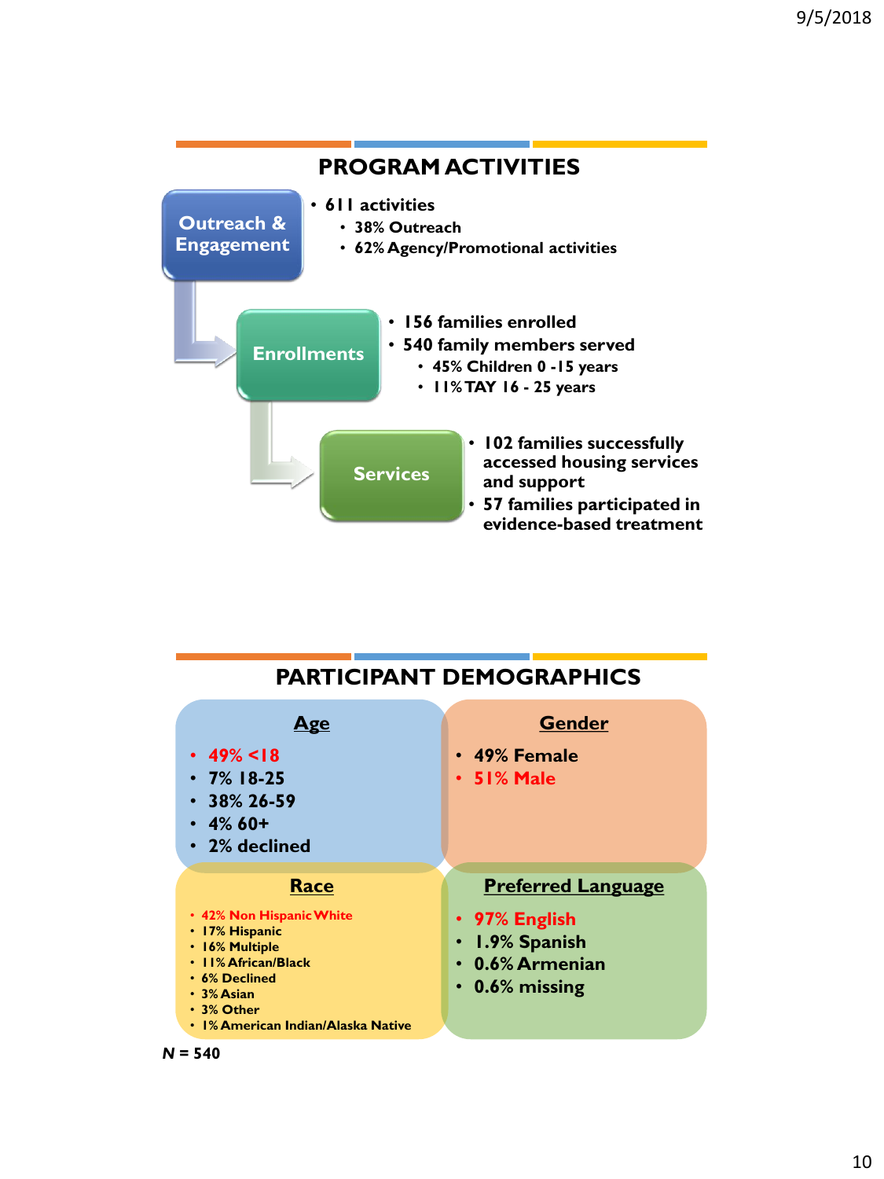## PROGRAM ACTIVITIES

**Outreach & Engagement**

- 611 activities
  - 38% Outreach
  - 62% Agency/Promotional activities

**Enrollments**

- 156 families enrolled
- 540 family members served
  - 45% Children 0 -15 years
  - 11% TAY 16 - 25 years

**Services**

- 102 families successfully accessed housing services and support
- 57 families participated in evidence-based treatment

## PARTICIPANT DEMOGRAPHICS

**Age**

- 49% <18
- 7% 18-25
- 38% 26-59
- 4% 60+
- 2% declined

**Gender**

- 49% Female
- 51% Male

**Race**

- 42% Non Hispanic White
- 17% Hispanic
- 16% Multiple
- 11% African/Black
- 6% Declined
- 3% Asian
- 3% Other
- 1% American Indian/Alaska Native

**Preferred Language**

- 97% English
- 1.9% Spanish
- 0.6% Armenian
- 0.6% missing

*N* = 540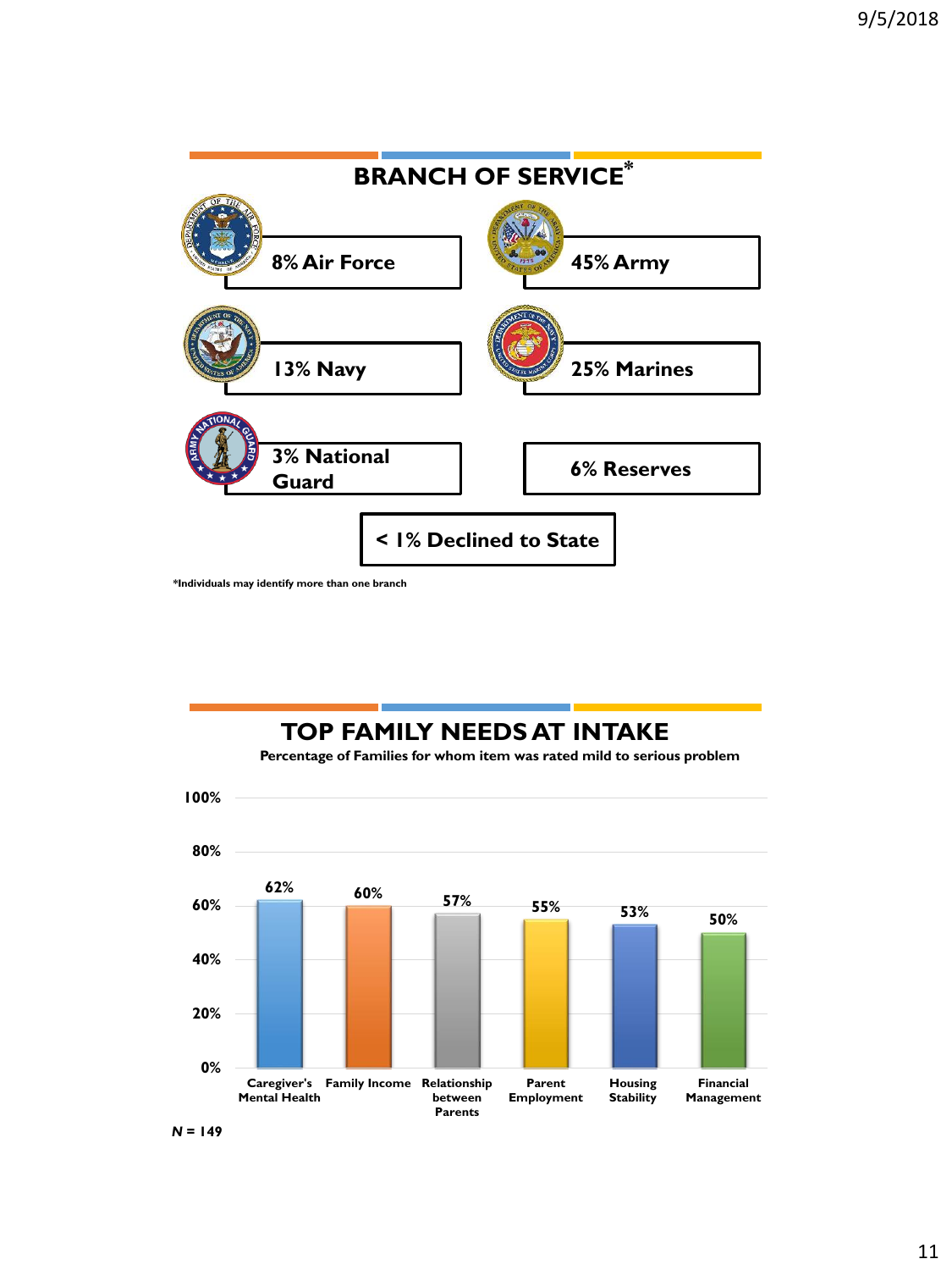## BRANCH OF SERVICE*

- 8% Air Force
- 45% Army
- 13% Navy
- 25% Marines
- 3% National Guard
- 6% Reserves
- < 1% Declined to State

*Individuals may identify more than one branch

## TOP FAMILY NEEDS AT INTAKE

**Percentage of Families for whom item was rated mild to serious problem**

| Need | Percentage |
|---|---|
| Caregiver's Mental Health | 62% |
| Family Income | 60% |
| Relationship between Parents | 57% |
| Parent Employment | 55% |
| Housing Stability | 53% |
| Financial Management | 50% |

*N* = 149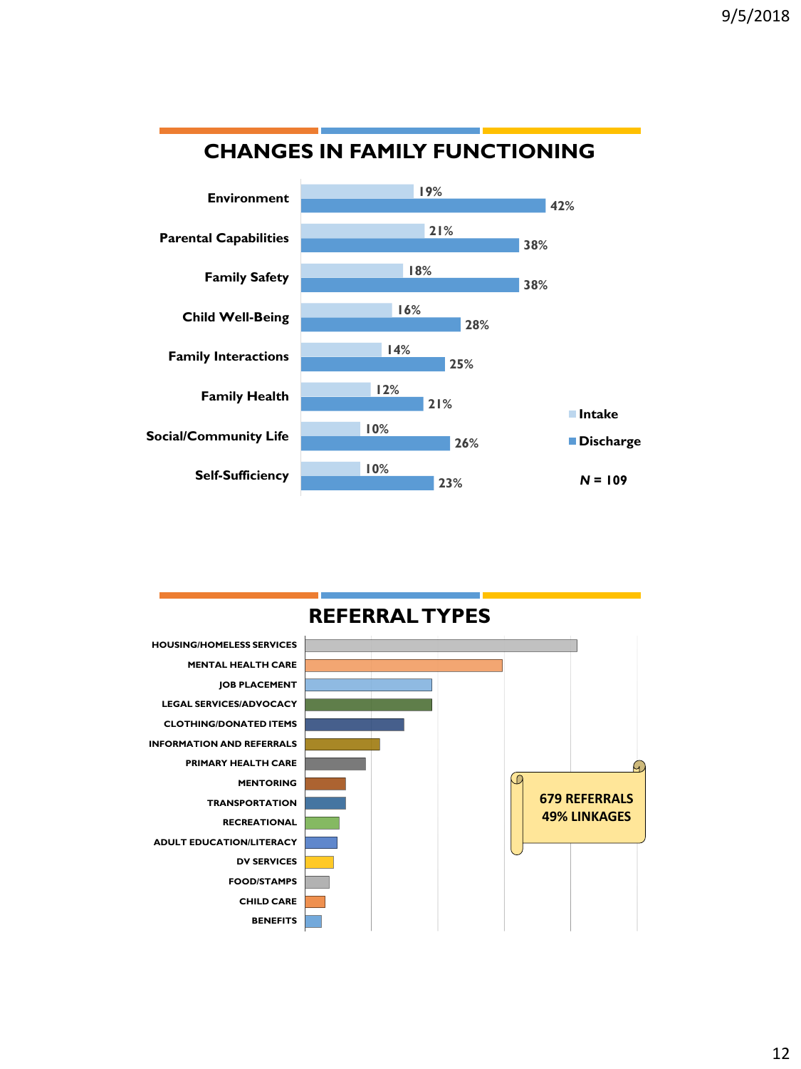## CHANGES IN FAMILY FUNCTIONING

| | Intake | Discharge |
| --- | --- | --- |
| Environment | 19% | 42% |
| Parental Capabilities | 21% | 38% |
| Family Safety | 18% | 38% |
| Child Well-Being | 16% | 28% |
| Family Interactions | 14% | 25% |
| Family Health | 12% | 21% |
| Social/Community Life | 10% | 26% |
| Self-Sufficiency | 10% | 23% |

*N* = 109

## REFERRAL TYPES

- HOUSING/HOMELESS SERVICES
- MENTAL HEALTH CARE
- JOB PLACEMENT
- LEGAL SERVICES/ADVOCACY
- CLOTHING/DONATED ITEMS
- INFORMATION AND REFERRALS
- PRIMARY HEALTH CARE
- MENTORING
- TRANSPORTATION
- RECREATIONAL
- ADULT EDUCATION/LITERACY
- DV SERVICES
- FOOD/STAMPS
- CHILD CARE
- BENEFITS

**679 REFERRALS**
**49% LINKAGES**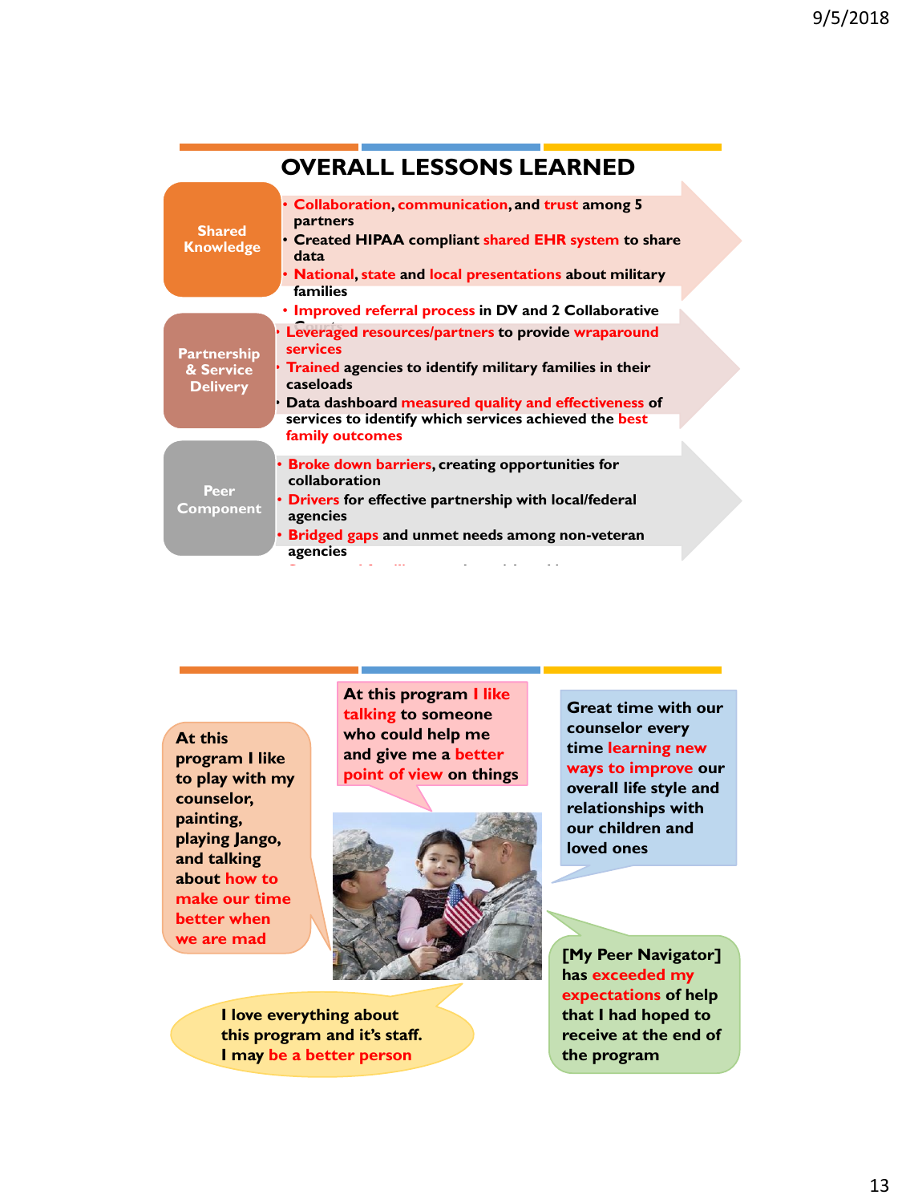# OVERALL LESSONS LEARNED

**Shared Knowledge**

- Collaboration, communication, and trust among 5 partners
- Created HIPAA compliant shared EHR system to share data
- National, state and local presentations about military families
- Improved referral process in DV and 2 Collaborative Court

**Partnership & Service Delivery**

- Leveraged resources/partners to provide wraparound services
- Trained agencies to identify military families in their caseloads
- Data dashboard measured quality and effectiveness of services to identify which services achieved the best family outcomes

**Peer Component**

- Broke down barriers, creating opportunities for collaboration
- Drivers for effective partnership with local/federal agencies
- Bridged gaps and unmet needs among non-veteran agencies

---

At this program I like to play with my counselor, painting, playing Jango, and talking about how to make our time better when we are mad

At this program I like talking to someone who could help me and give me a better point of view on things

Great time with our counselor every time learning new ways to improve our overall life style and relationships with our children and loved ones

[My Peer Navigator] has exceeded my expectations of help that I had hoped to receive at the end of the program

I love everything about this program and it's staff. I may be a better person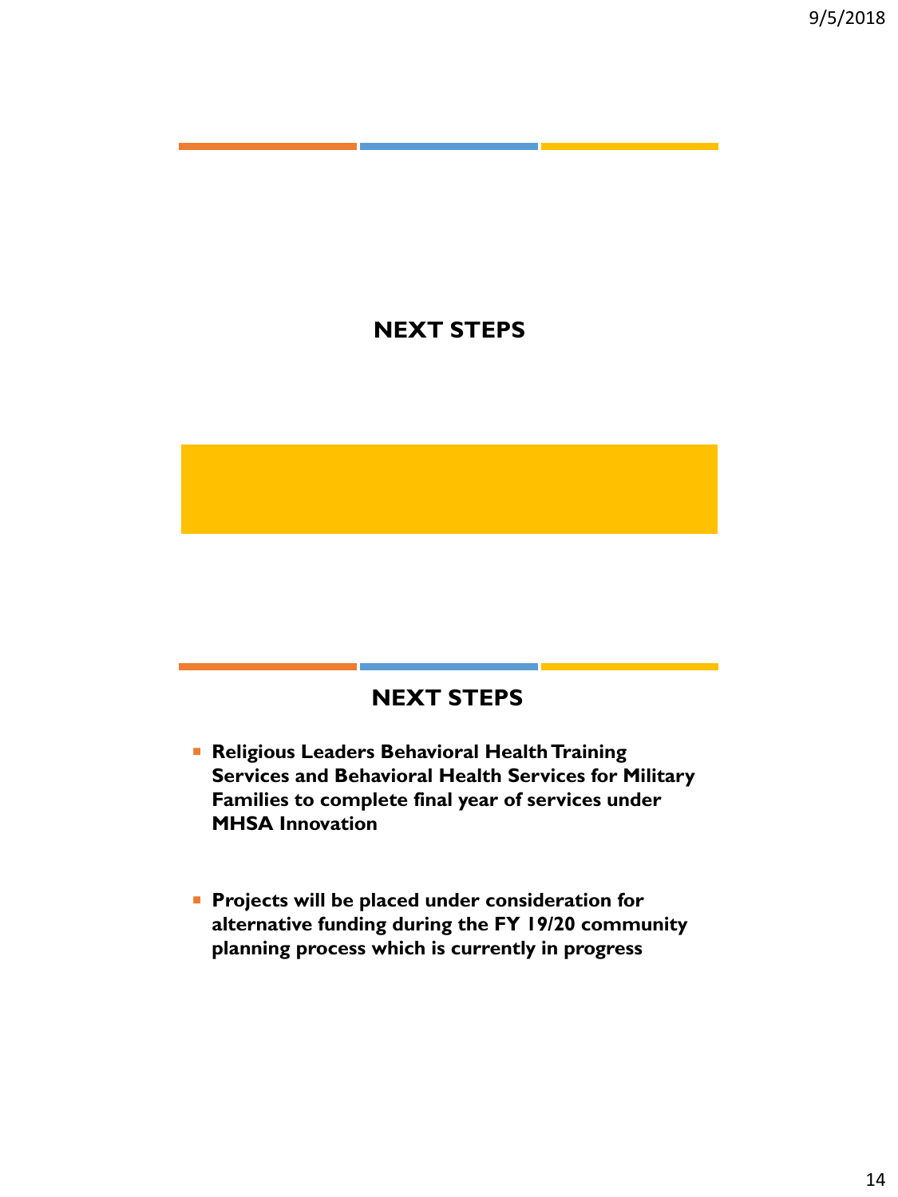## NEXT STEPS

## NEXT STEPS

- **Religious Leaders Behavioral Health Training Services and Behavioral Health Services for Military Families to complete final year of services under MHSA Innovation**
- **Projects will be placed under consideration for alternative funding during the FY 19/20 community planning process which is currently in progress**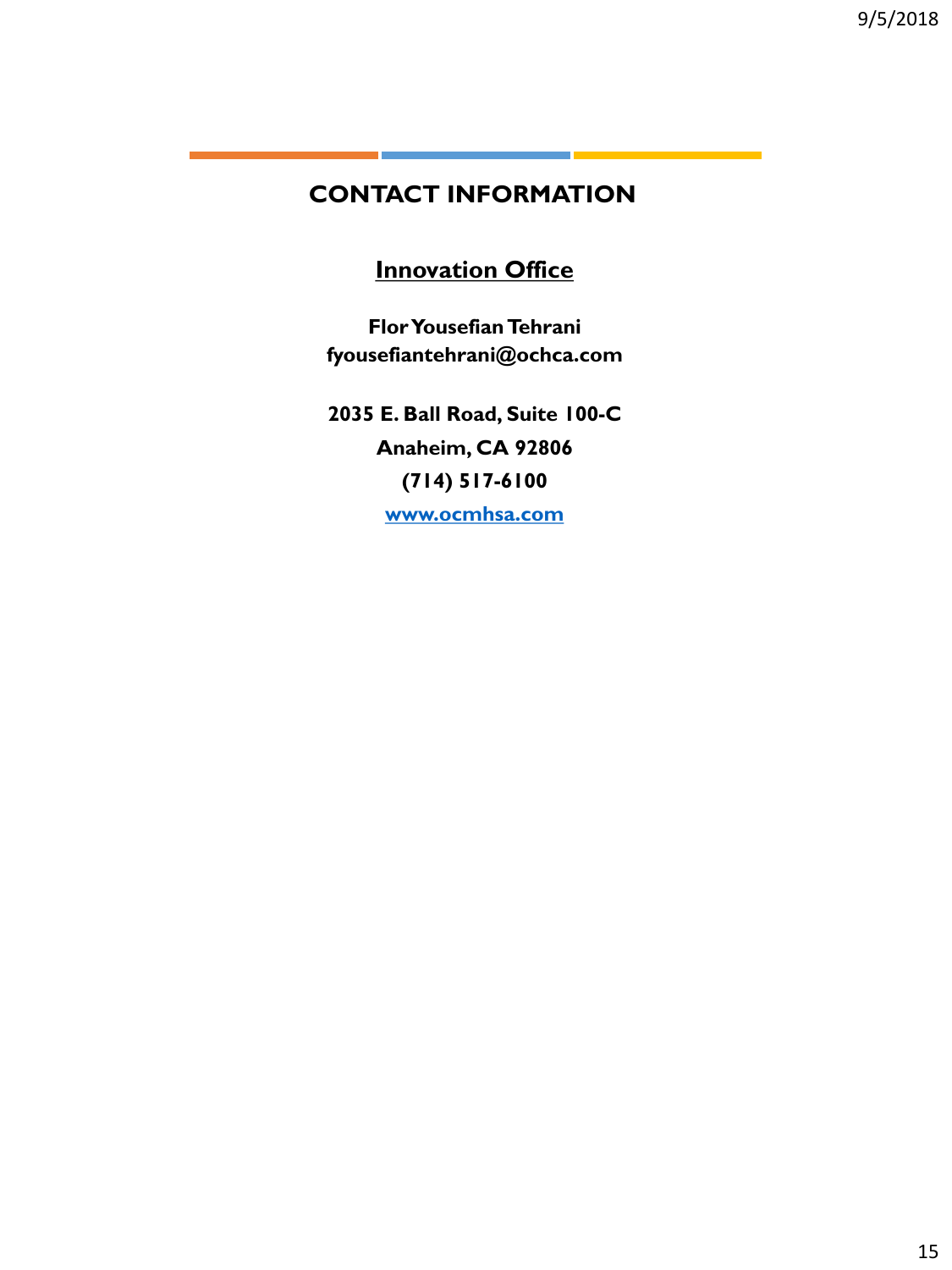# CONTACT INFORMATION

## Innovation Office

**Flor Yousefian Tehrani**
**fyousefiantehrani@ochca.com**

**2035 E. Ball Road, Suite 100-C**

**Anaheim, CA 92806**

**(714) 517-6100**

**www.ocmhsa.com**